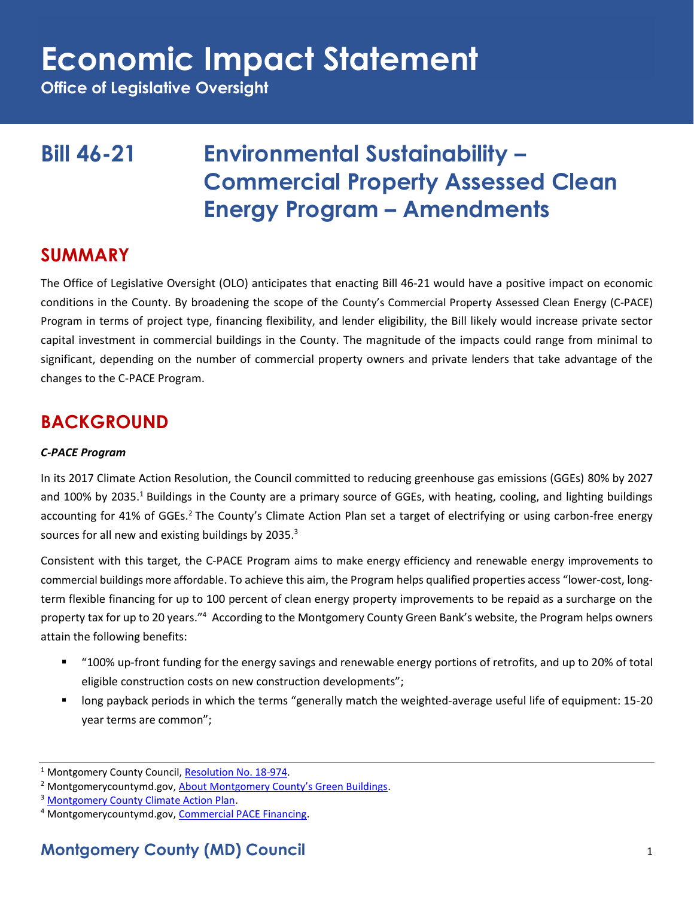# Economic Impact Statement

**Office of Legislative Oversight**

## Bill 46-21 Environmental Sustainability – Commercial Property Assessed Clean Energy Program – Amendments

## SUMMARY

The Office of Legislative Oversight (OLO) anticipates that enacting Bill 46-21 would have a positive impact on economic conditions in the County. By broadening the scope of the County's Commercial Property Assessed Clean Energy (C-PACE) Program in terms of project type, financing flexibility, and lender eligibility, the Bill likely would increase private sector capital investment in commercial buildings in the County. The magnitude of the impacts could range from minimal to significant, depending on the number of commercial property owners and private lenders that take advantage of the changes to the C-PACE Program.

## BACKGROUND

### *C-PACE Program*

In its 2017 Climate Action Resolution, the Council committed to reducing greenhouse gas emissions (GGEs) 80% by 2027 and 100% by 2035.[1] Buildings in the County are a primary source of GGEs, with heating, cooling, and lighting buildings accounting for 41% of GGEs.[2] The County's Climate Action Plan set a target of electrifying or using carbon-free energy sources for all new and existing buildings by 2035.[3]

Consistent with this target, the C-PACE Program aims to make energy efficiency and renewable energy improvements to commercial buildings more affordable. To achieve this aim, the Program helps qualified properties access "lower-cost, long-term flexible financing for up to 100 percent of clean energy property improvements to be repaid as a surcharge on the property tax for up to 20 years."[4] According to the Montgomery County Green Bank's website, the Program helps owners attain the following benefits:

- "100% up-front funding for the energy savings and renewable energy portions of retrofits, and up to 20% of total eligible construction costs on new construction developments";
- long payback periods in which the terms "generally match the weighted-average useful life of equipment: 15-20 year terms are common";

---

[1] Montgomery County Council, Resolution No. 18-974.

[2] Montgomerycountymd.gov, About Montgomery County's Green Buildings.

[3] Montgomery County Climate Action Plan.

[4] Montgomerycountymd.gov, Commercial PACE Financing.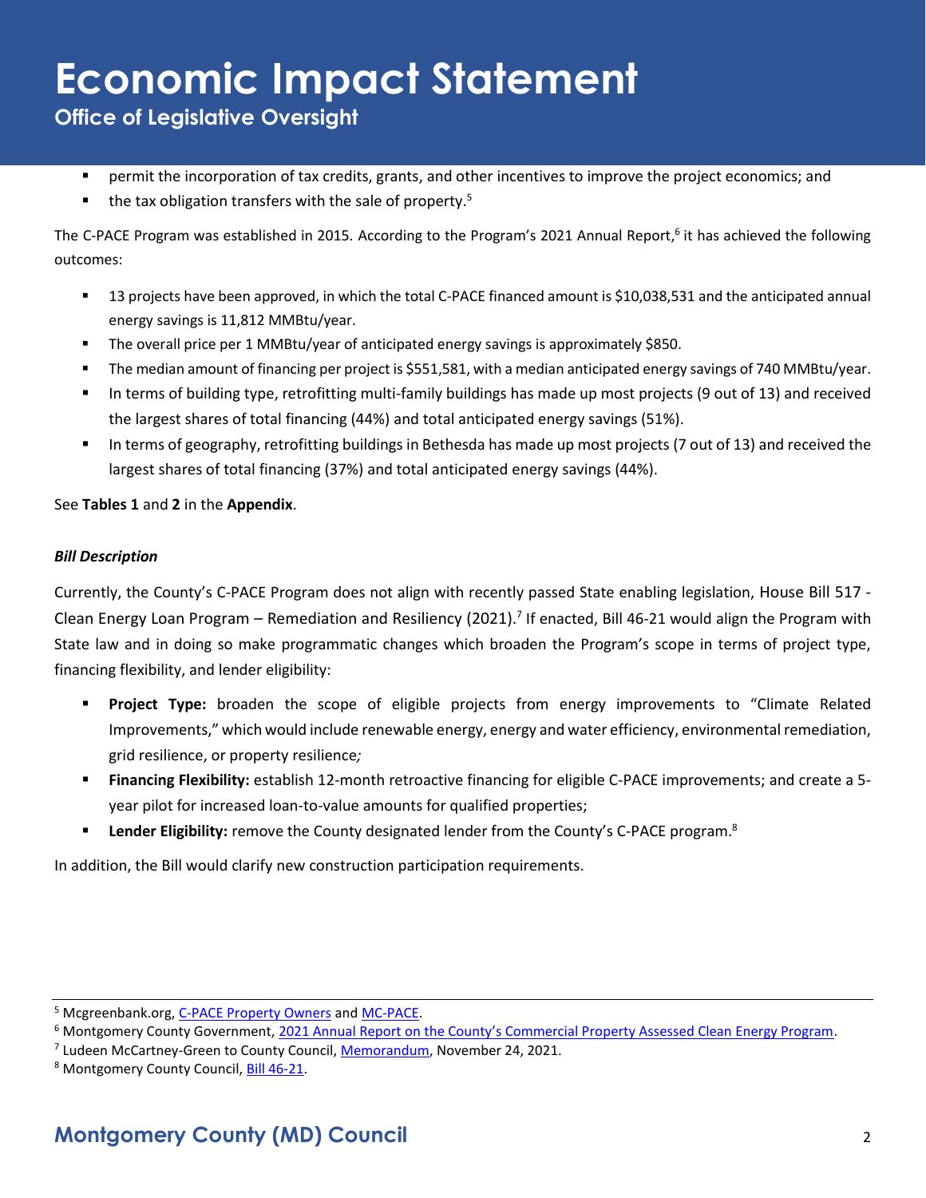- permit the incorporation of tax credits, grants, and other incentives to improve the project economics; and
- the tax obligation transfers with the sale of property.[5]

The C-PACE Program was established in 2015. According to the Program's 2021 Annual Report,[6] it has achieved the following outcomes:

- 13 projects have been approved, in which the total C-PACE financed amount is $10,038,531 and the anticipated annual energy savings is 11,812 MMBtu/year.
- The overall price per 1 MMBtu/year of anticipated energy savings is approximately $850.
- The median amount of financing per project is $551,581, with a median anticipated energy savings of 740 MMBtu/year.
- In terms of building type, retrofitting multi-family buildings has made up most projects (9 out of 13) and received the largest shares of total financing (44%) and total anticipated energy savings (51%).
- In terms of geography, retrofitting buildings in Bethesda has made up most projects (7 out of 13) and received the largest shares of total financing (37%) and total anticipated energy savings (44%).

See **Tables 1** and **2** in the **Appendix**.

***Bill Description***

Currently, the County's C-PACE Program does not align with recently passed State enabling legislation, House Bill 517 - Clean Energy Loan Program – Remediation and Resiliency (2021).[7] If enacted, Bill 46-21 would align the Program with State law and in doing so make programmatic changes which broaden the Program's scope in terms of project type, financing flexibility, and lender eligibility:

- **Project Type:** broaden the scope of eligible projects from energy improvements to "Climate Related Improvements," which would include renewable energy, energy and water efficiency, environmental remediation, grid resilience, or property resilience*;*
- **Financing Flexibility:** establish 12-month retroactive financing for eligible C-PACE improvements; and create a 5-year pilot for increased loan-to-value amounts for qualified properties;
- **Lender Eligibility:** remove the County designated lender from the County's C-PACE program.[8]

In addition, the Bill would clarify new construction participation requirements.

---

[5] Mcgreenbank.org, C-PACE Property Owners and MC-PACE.

[6] Montgomery County Government, 2021 Annual Report on the County's Commercial Property Assessed Clean Energy Program.

[7] Ludeen McCartney-Green to County Council, Memorandum, November 24, 2021.

[8] Montgomery County Council, Bill 46-21.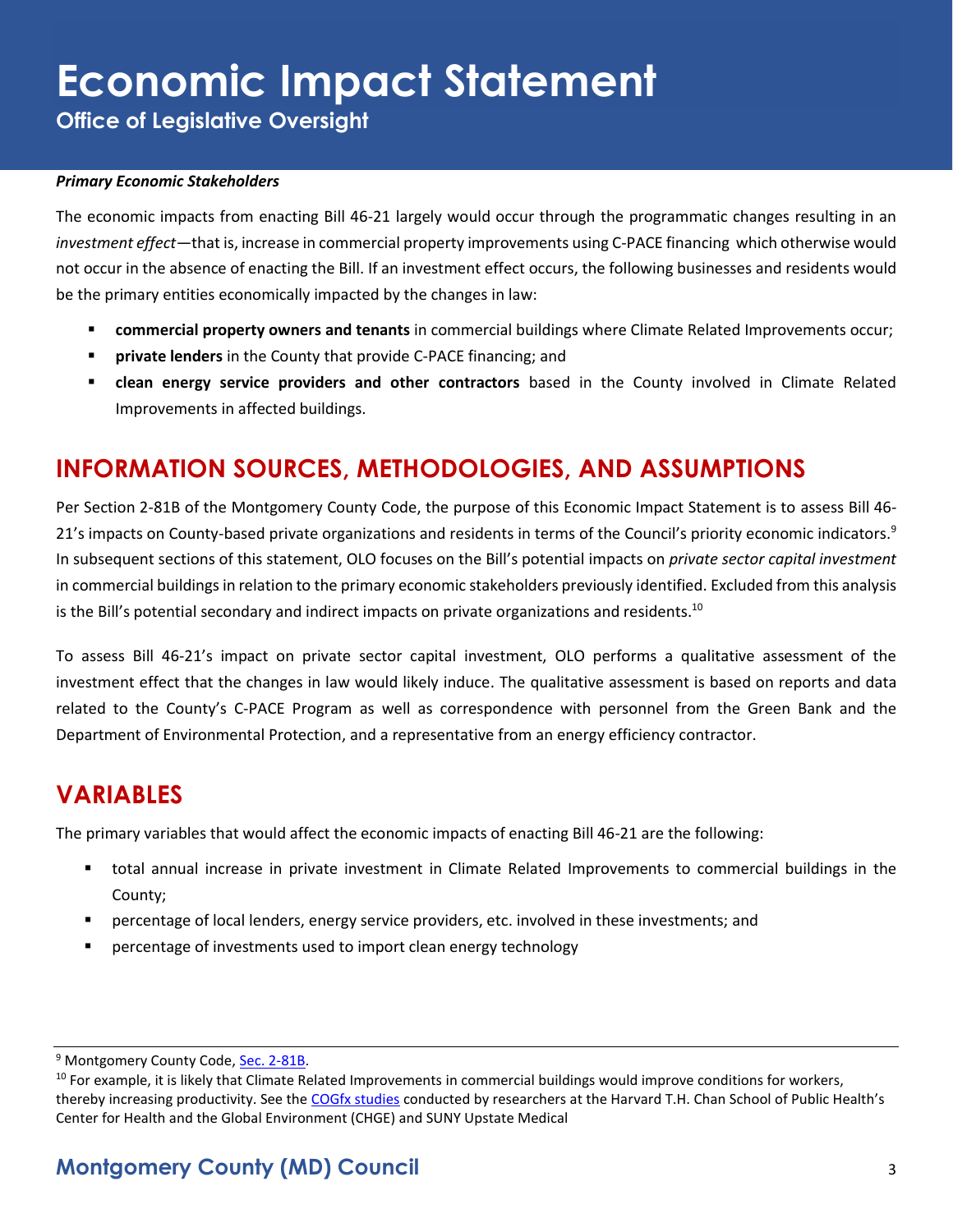***Primary Economic Stakeholders***

The economic impacts from enacting Bill 46-21 largely would occur through the programmatic changes resulting in an *investment effect*—that is, increase in commercial property improvements using C-PACE financing which otherwise would not occur in the absence of enacting the Bill. If an investment effect occurs, the following businesses and residents would be the primary entities economically impacted by the changes in law:

- **commercial property owners and tenants** in commercial buildings where Climate Related Improvements occur;
- **private lenders** in the County that provide C-PACE financing; and
- **clean energy service providers and other contractors** based in the County involved in Climate Related Improvements in affected buildings.

## INFORMATION SOURCES, METHODOLOGIES, AND ASSUMPTIONS

Per Section 2-81B of the Montgomery County Code, the purpose of this Economic Impact Statement is to assess Bill 46-21's impacts on County-based private organizations and residents in terms of the Council's priority economic indicators.[9] In subsequent sections of this statement, OLO focuses on the Bill's potential impacts on *private sector capital investment* in commercial buildings in relation to the primary economic stakeholders previously identified. Excluded from this analysis is the Bill's potential secondary and indirect impacts on private organizations and residents.[10]

To assess Bill 46-21's impact on private sector capital investment, OLO performs a qualitative assessment of the investment effect that the changes in law would likely induce. The qualitative assessment is based on reports and data related to the County's C-PACE Program as well as correspondence with personnel from the Green Bank and the Department of Environmental Protection, and a representative from an energy efficiency contractor.

## VARIABLES

The primary variables that would affect the economic impacts of enacting Bill 46-21 are the following:

- total annual increase in private investment in Climate Related Improvements to commercial buildings in the County;
- percentage of local lenders, energy service providers, etc. involved in these investments; and
- percentage of investments used to import clean energy technology

---

[9] Montgomery County Code, Sec. 2-81B.

[10] For example, it is likely that Climate Related Improvements in commercial buildings would improve conditions for workers, thereby increasing productivity. See the COGfx studies conducted by researchers at the Harvard T.H. Chan School of Public Health's Center for Health and the Global Environment (CHGE) and SUNY Upstate Medical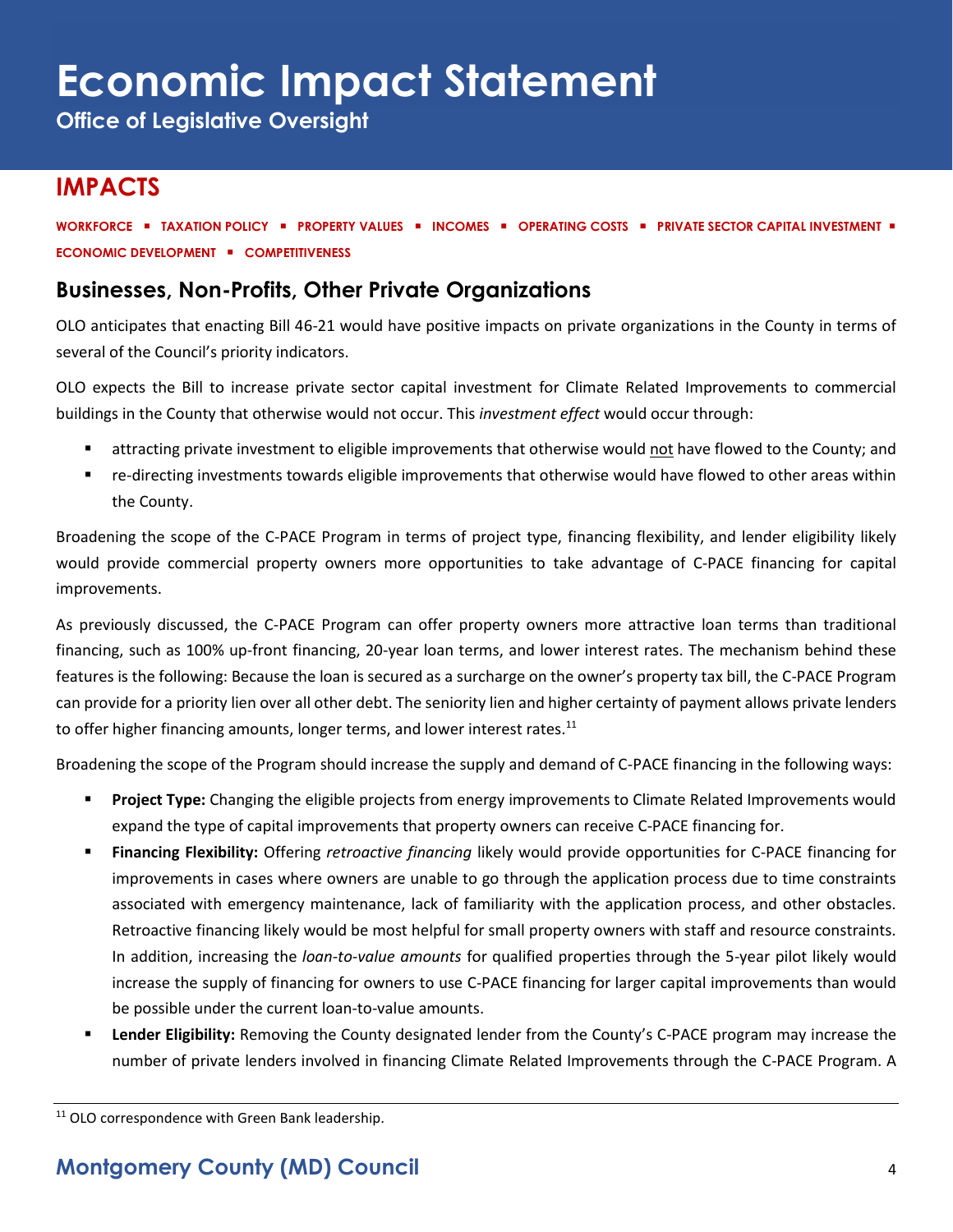# Economic Impact Statement

**Office of Legislative Oversight**

## IMPACTS

**WORKFORCE ▪ TAXATION POLICY ▪ PROPERTY VALUES ▪ INCOMES ▪ OPERATING COSTS ▪ PRIVATE SECTOR CAPITAL INVESTMENT ▪ ECONOMIC DEVELOPMENT ▪ COMPETITIVENESS**

### Businesses, Non-Profits, Other Private Organizations

OLO anticipates that enacting Bill 46-21 would have positive impacts on private organizations in the County in terms of several of the Council's priority indicators.

OLO expects the Bill to increase private sector capital investment for Climate Related Improvements to commercial buildings in the County that otherwise would not occur. This *investment effect* would occur through:

- attracting private investment to eligible improvements that otherwise would not have flowed to the County; and
- re-directing investments towards eligible improvements that otherwise would have flowed to other areas within the County.

Broadening the scope of the C-PACE Program in terms of project type, financing flexibility, and lender eligibility likely would provide commercial property owners more opportunities to take advantage of C-PACE financing for capital improvements.

As previously discussed, the C-PACE Program can offer property owners more attractive loan terms than traditional financing, such as 100% up-front financing, 20-year loan terms, and lower interest rates. The mechanism behind these features is the following: Because the loan is secured as a surcharge on the owner's property tax bill, the C-PACE Program can provide for a priority lien over all other debt. The seniority lien and higher certainty of payment allows private lenders to offer higher financing amounts, longer terms, and lower interest rates.[11]

Broadening the scope of the Program should increase the supply and demand of C-PACE financing in the following ways:

- **Project Type:** Changing the eligible projects from energy improvements to Climate Related Improvements would expand the type of capital improvements that property owners can receive C-PACE financing for.
- **Financing Flexibility:** Offering *retroactive financing* likely would provide opportunities for C-PACE financing for improvements in cases where owners are unable to go through the application process due to time constraints associated with emergency maintenance, lack of familiarity with the application process, and other obstacles. Retroactive financing likely would be most helpful for small property owners with staff and resource constraints. In addition, increasing the *loan-to-value amounts* for qualified properties through the 5-year pilot likely would increase the supply of financing for owners to use C-PACE financing for larger capital improvements than would be possible under the current loan-to-value amounts.
- **Lender Eligibility:** Removing the County designated lender from the County's C-PACE program may increase the number of private lenders involved in financing Climate Related Improvements through the C-PACE Program. A

[11] OLO correspondence with Green Bank leadership.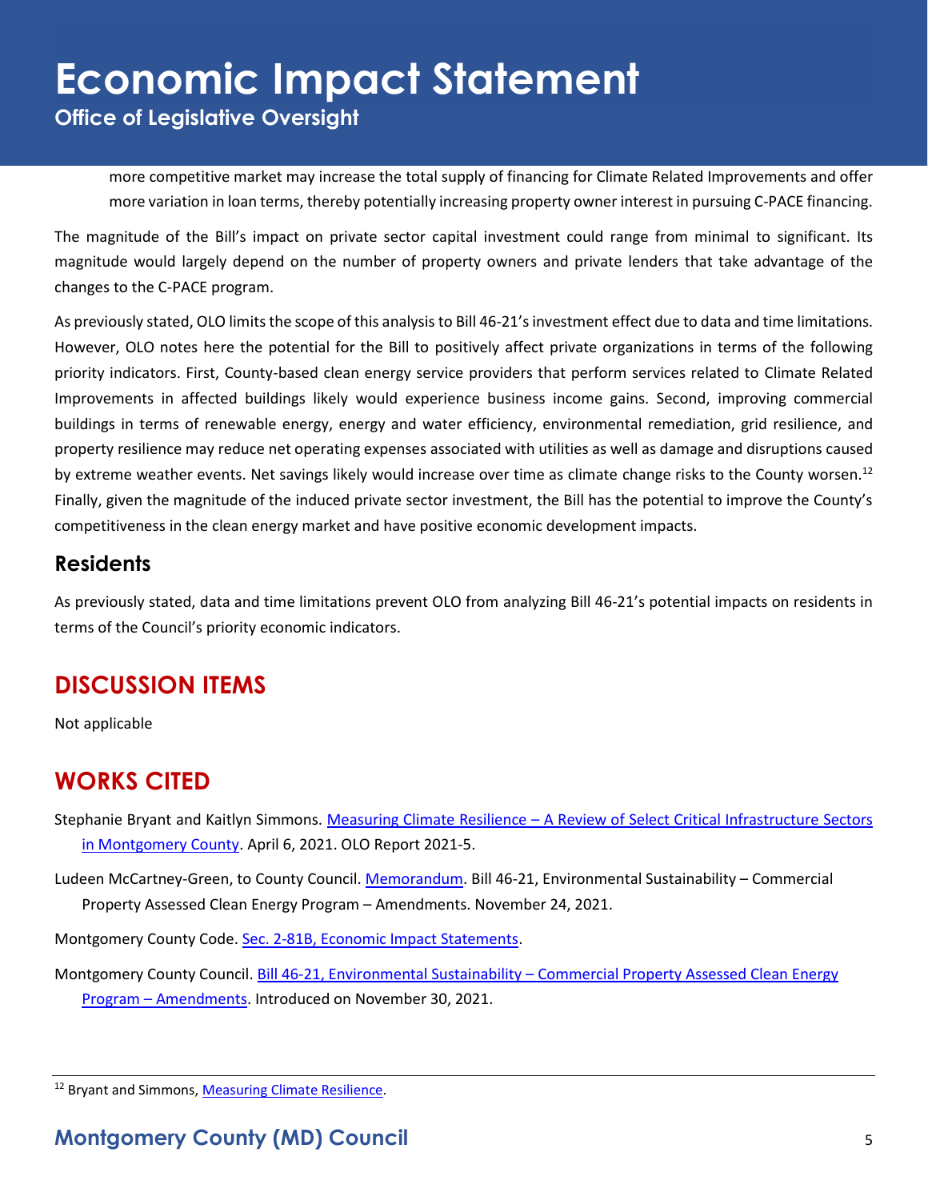more competitive market may increase the total supply of financing for Climate Related Improvements and offer more variation in loan terms, thereby potentially increasing property owner interest in pursuing C-PACE financing.

The magnitude of the Bill's impact on private sector capital investment could range from minimal to significant. Its magnitude would largely depend on the number of property owners and private lenders that take advantage of the changes to the C-PACE program.

As previously stated, OLO limits the scope of this analysis to Bill 46-21's investment effect due to data and time limitations. However, OLO notes here the potential for the Bill to positively affect private organizations in terms of the following priority indicators. First, County-based clean energy service providers that perform services related to Climate Related Improvements in affected buildings likely would experience business income gains. Second, improving commercial buildings in terms of renewable energy, energy and water efficiency, environmental remediation, grid resilience, and property resilience may reduce net operating expenses associated with utilities as well as damage and disruptions caused by extreme weather events. Net savings likely would increase over time as climate change risks to the County worsen.[12] Finally, given the magnitude of the induced private sector investment, the Bill has the potential to improve the County's competitiveness in the clean energy market and have positive economic development impacts.

### Residents

As previously stated, data and time limitations prevent OLO from analyzing Bill 46-21's potential impacts on residents in terms of the Council's priority economic indicators.

## DISCUSSION ITEMS

Not applicable

## WORKS CITED

Stephanie Bryant and Kaitlyn Simmons. Measuring Climate Resilience – A Review of Select Critical Infrastructure Sectors in Montgomery County. April 6, 2021. OLO Report 2021-5.

Ludeen McCartney-Green, to County Council. Memorandum. Bill 46-21, Environmental Sustainability – Commercial Property Assessed Clean Energy Program – Amendments. November 24, 2021.

Montgomery County Code. Sec. 2-81B, Economic Impact Statements.

Montgomery County Council. Bill 46-21, Environmental Sustainability – Commercial Property Assessed Clean Energy Program – Amendments. Introduced on November 30, 2021.

---

[12] Bryant and Simmons, Measuring Climate Resilience.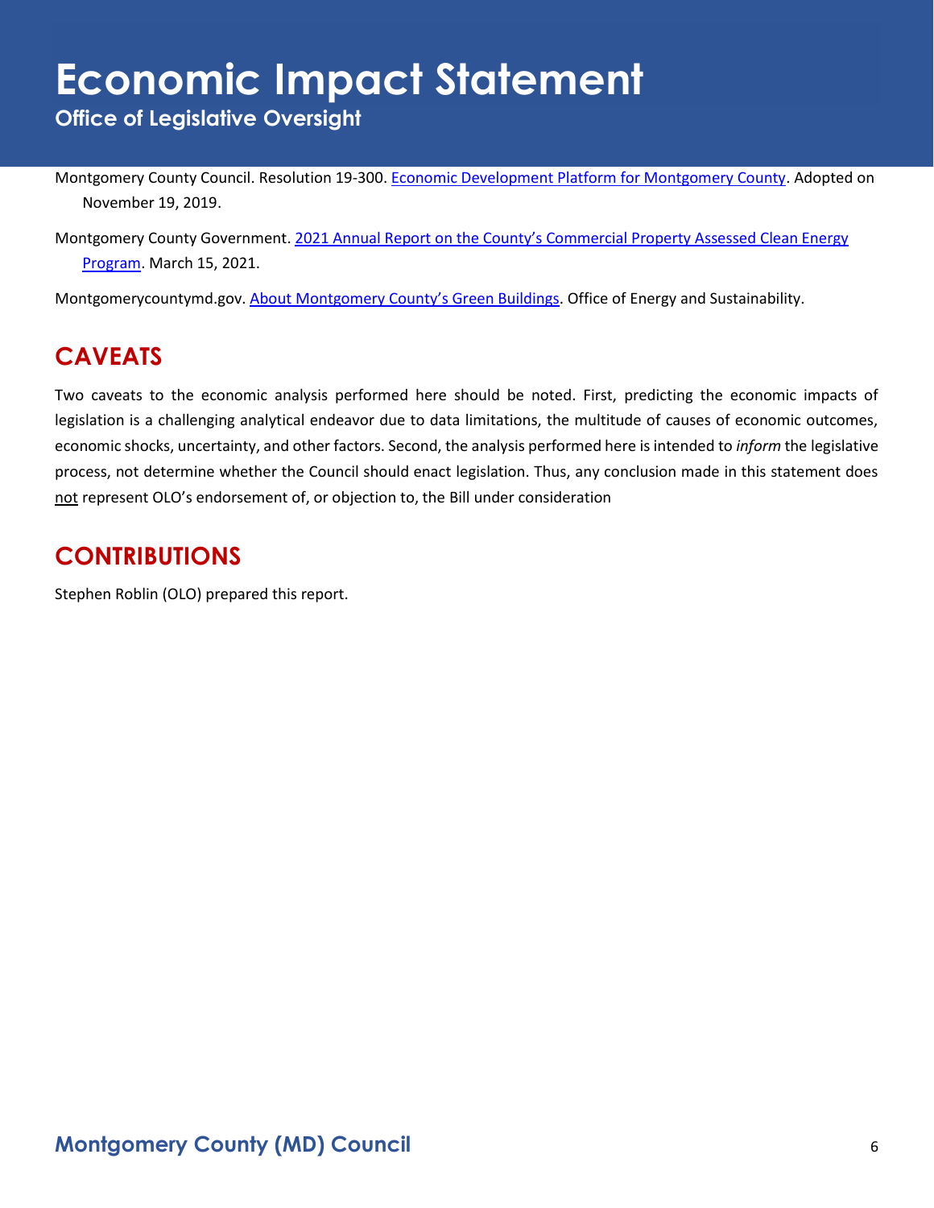Montgomery County Council. Resolution 19-300. [Economic Development Platform for Montgomery County](). Adopted on November 19, 2019.

Montgomery County Government. [2021 Annual Report on the County's Commercial Property Assessed Clean Energy Program](). March 15, 2021.

Montgomerycountymd.gov. [About Montgomery County's Green Buildings](). Office of Energy and Sustainability.

## CAVEATS

Two caveats to the economic analysis performed here should be noted. First, predicting the economic impacts of legislation is a challenging analytical endeavor due to data limitations, the multitude of causes of economic outcomes, economic shocks, uncertainty, and other factors. Second, the analysis performed here is intended to *inform* the legislative process, not determine whether the Council should enact legislation. Thus, any conclusion made in this statement does not represent OLO's endorsement of, or objection to, the Bill under consideration

## CONTRIBUTIONS

Stephen Roblin (OLO) prepared this report.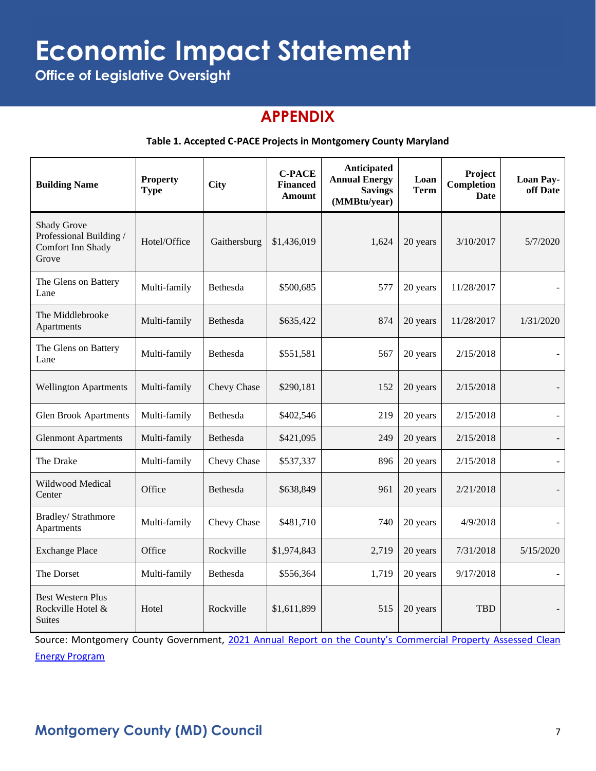# Economic Impact Statement

**Office of Legislative Oversight**

## APPENDIX

**Table 1. Accepted C-PACE Projects in Montgomery County Maryland**

| Building Name | Property Type | City | C-PACE Financed Amount | Anticipated Annual Energy Savings (MMBtu/year) | Loan Term | Project Completion Date | Loan Pay-off Date |
|---|---|---|---|---|---|---|---|
| Shady Grove Professional Building / Comfort Inn Shady Grove | Hotel/Office | Gaithersburg | $1,436,019 | 1,624 | 20 years | 3/10/2017 | 5/7/2020 |
| The Glens on Battery Lane | Multi-family | Bethesda | $500,685 | 577 | 20 years | 11/28/2017 | - |
| The Middlebrooke Apartments | Multi-family | Bethesda | $635,422 | 874 | 20 years | 11/28/2017 | 1/31/2020 |
| The Glens on Battery Lane | Multi-family | Bethesda | $551,581 | 567 | 20 years | 2/15/2018 | - |
| Wellington Apartments | Multi-family | Chevy Chase | $290,181 | 152 | 20 years | 2/15/2018 | - |
| Glen Brook Apartments | Multi-family | Bethesda | $402,546 | 219 | 20 years | 2/15/2018 | - |
| Glenmont Apartments | Multi-family | Bethesda | $421,095 | 249 | 20 years | 2/15/2018 | - |
| The Drake | Multi-family | Chevy Chase | $537,337 | 896 | 20 years | 2/15/2018 | - |
| Wildwood Medical Center | Office | Bethesda | $638,849 | 961 | 20 years | 2/21/2018 | - |
| Bradley/ Strathmore Apartments | Multi-family | Chevy Chase | $481,710 | 740 | 20 years | 4/9/2018 | - |
| Exchange Place | Office | Rockville | $1,974,843 | 2,719 | 20 years | 7/31/2018 | 5/15/2020 |
| The Dorset | Multi-family | Bethesda | $556,364 | 1,719 | 20 years | 9/17/2018 | - |
| Best Western Plus Rockville Hotel & Suites | Hotel | Rockville | $1,611,899 | 515 | 20 years | TBD | - |

Source: Montgomery County Government, 2021 Annual Report on the County's Commercial Property Assessed Clean Energy Program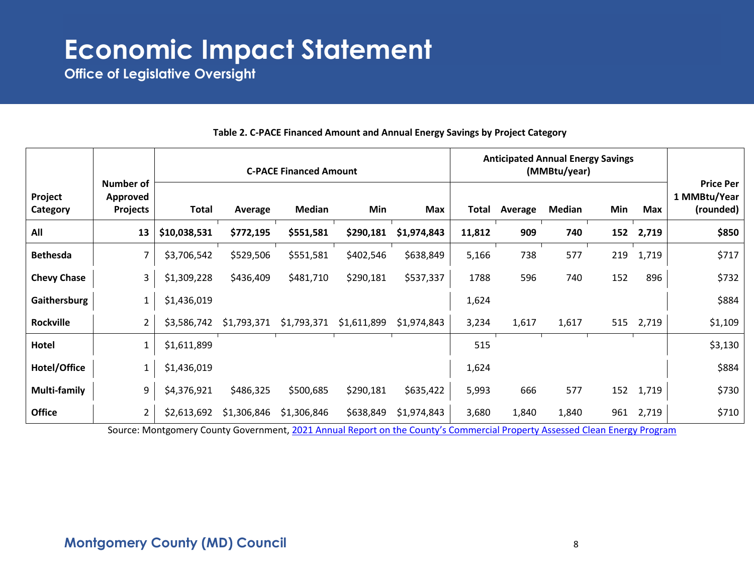**Table 2. C-PACE Financed Amount and Annual Energy Savings by Project Category**

| Project Category | Number of Approved Projects | C-PACE Financed Amount | | | | | Anticipated Annual Energy Savings (MMBtu/year) | | | | | Price Per 1 MMBtu/Year (rounded) |
|---|---|---|---|---|---|---|---|---|---|---|---|---|
| | | Total | Average | Median | Min | Max | Total | Average | Median | Min | Max | |
| **All** | **13** | **$10,038,531** | **$772,195** | **$551,581** | **$290,181** | **$1,974,843** | **11,812** | **909** | **740** | **152** | **2,719** | **$850** |
| **Bethesda** | 7 | $3,706,542 | $529,506 | $551,581 | $402,546 | $638,849 | 5,166 | 738 | 577 | 219 | 1,719 | $717 |
| **Chevy Chase** | 3 | $1,309,228 | $436,409 | $481,710 | $290,181 | $537,337 | 1788 | 596 | 740 | 152 | 896 | $732 |
| **Gaithersburg** | 1 | $1,436,019 | | | | | 1,624 | | | | | $884 |
| **Rockville** | 2 | $3,586,742 | $1,793,371 | $1,793,371 | $1,611,899 | $1,974,843 | 3,234 | 1,617 | 1,617 | 515 | 2,719 | $1,109 |
| **Hotel** | 1 | $1,611,899 | | | | | 515 | | | | | $3,130 |
| **Hotel/Office** | 1 | $1,436,019 | | | | | 1,624 | | | | | $884 |
| **Multi-family** | 9 | $4,376,921 | $486,325 | $500,685 | $290,181 | $635,422 | 5,993 | 666 | 577 | 152 | 1,719 | $730 |
| **Office** | 2 | $2,613,692 | $1,306,846 | $1,306,846 | $638,849 | $1,974,843 | 3,680 | 1,840 | 1,840 | 961 | 2,719 | $710 |

Source: Montgomery County Government, 2021 Annual Report on the County's Commercial Property Assessed Clean Energy Program